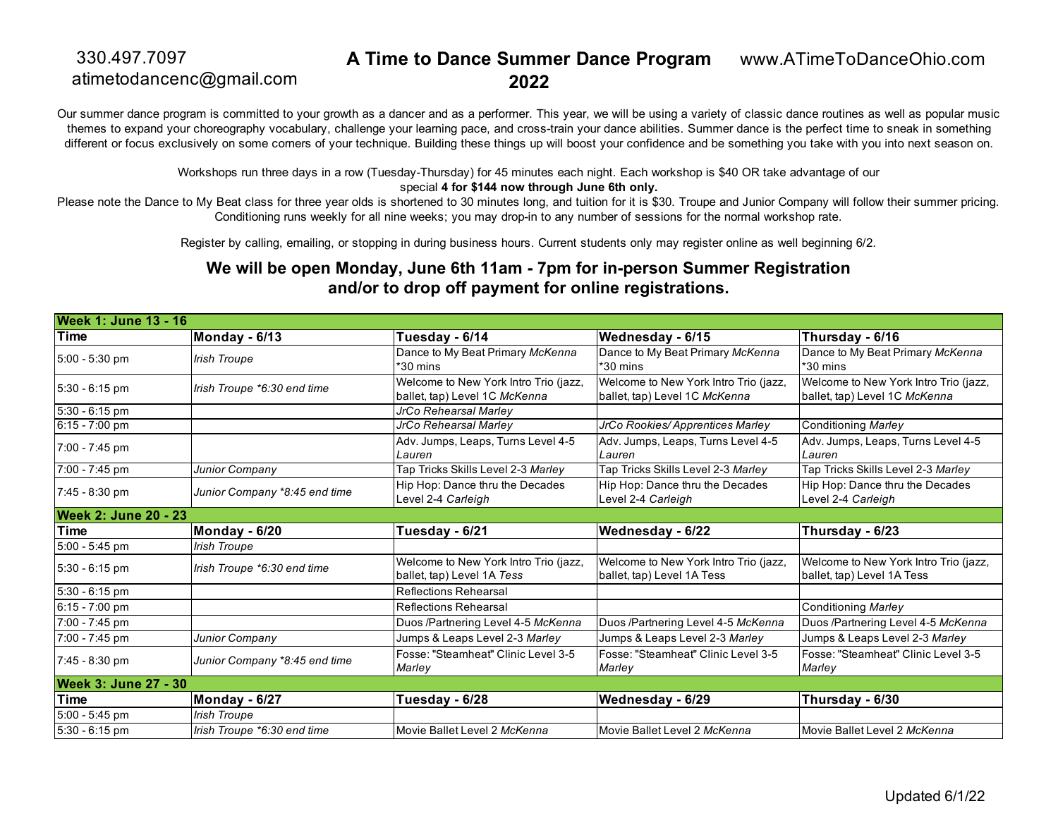330.497.7097
atimetodancenc@gmail.com

# A Time to Dance Summer Dance Program 2022

www.ATimeToDanceOhio.com

Our summer dance program is committed to your growth as a dancer and as a performer. This year, we will be using a variety of classic dance routines as well as popular music themes to expand your choreography vocabulary, challenge your learning pace, and cross-train your dance abilities. Summer dance is the perfect time to sneak in something different or focus exclusively on some corners of your technique. Building these things up will boost your confidence and be something you take with you into next season on.

Workshops run three days in a row (Tuesday-Thursday) for 45 minutes each night. Each workshop is $40 OR take advantage of our special **4 for $144 now through June 6th only.**
Please note the Dance to My Beat class for three year olds is shortened to 30 minutes long, and tuition for it is $30. Troupe and Junior Company will follow their summer pricing. Conditioning runs weekly for all nine weeks; you may drop-in to any number of sessions for the normal workshop rate.

Register by calling, emailing, or stopping in during business hours. Current students only may register online as well beginning 6/2.

## We will be open Monday, June 6th 11am - 7pm for in-person Summer Registration and/or to drop off payment for online registrations.

| **Week 1: June 13 - 16** | | | | |
|---|---|---|---|---|
| **Time** | **Monday - 6/13** | **Tuesday - 6/14** | **Wednesday - 6/15** | **Thursday - 6/16** |
| 5:00 - 5:30 pm | *Irish Troupe* | Dance to My Beat Primary *McKenna* *30 mins | Dance to My Beat Primary *McKenna* *30 mins | Dance to My Beat Primary *McKenna* *30 mins |
| 5:30 - 6:15 pm | *Irish Troupe *6:30 end time* | Welcome to New York Intro Trio (jazz, ballet, tap) Level 1C *McKenna* | Welcome to New York Intro Trio (jazz, ballet, tap) Level 1C *McKenna* | Welcome to New York Intro Trio (jazz, ballet, tap) Level 1C *McKenna* |
| 5:30 - 6:15 pm | | *JrCo Rehearsal Marley* | | |
| 6:15 - 7:00 pm | | *JrCo Rehearsal Marley* | *JrCo Rookies/ Apprentices Marley* | Conditioning *Marley* |
| 7:00 - 7:45 pm | | Adv. Jumps, Leaps, Turns Level 4-5 *Lauren* | Adv. Jumps, Leaps, Turns Level 4-5 *Lauren* | Adv. Jumps, Leaps, Turns Level 4-5 *Lauren* |
| 7:00 - 7:45 pm | *Junior Company* | Tap Tricks Skills Level 2-3 *Marley* | Tap Tricks Skills Level 2-3 *Marley* | Tap Tricks Skills Level 2-3 *Marley* |
| 7:45 - 8:30 pm | *Junior Company *8:45 end time* | Hip Hop: Dance thru the Decades Level 2-4 *Carleigh* | Hip Hop: Dance thru the Decades Level 2-4 *Carleigh* | Hip Hop: Dance thru the Decades Level 2-4 *Carleigh* |
| **Week 2: June 20 - 23** | | | | |
| **Time** | **Monday - 6/20** | **Tuesday - 6/21** | **Wednesday - 6/22** | **Thursday - 6/23** |
| 5:00 - 5:45 pm | *Irish Troupe* | | | |
| 5:30 - 6:15 pm | *Irish Troupe *6:30 end time* | Welcome to New York Intro Trio (jazz, ballet, tap) Level 1A *Tess* | Welcome to New York Intro Trio (jazz, ballet, tap) Level 1A Tess | Welcome to New York Intro Trio (jazz, ballet, tap) Level 1A Tess |
| 5:30 - 6:15 pm | | Reflections Rehearsal | | |
| 6:15 - 7:00 pm | | Reflections Rehearsal | | Conditioning *Marley* |
| 7:00 - 7:45 pm | | Duos /Partnering Level 4-5 *McKenna* | Duos /Partnering Level 4-5 *McKenna* | Duos /Partnering Level 4-5 *McKenna* |
| 7:00 - 7:45 pm | *Junior Company* | Jumps & Leaps Level 2-3 *Marley* | Jumps & Leaps Level 2-3 *Marley* | Jumps & Leaps Level 2-3 *Marley* |
| 7:45 - 8:30 pm | *Junior Company *8:45 end time* | Fosse: "Steamheat" Clinic Level 3-5 *Marley* | Fosse: "Steamheat" Clinic Level 3-5 *Marley* | Fosse: "Steamheat" Clinic Level 3-5 *Marley* |
| **Week 3: June 27 - 30** | | | | |
| **Time** | **Monday - 6/27** | **Tuesday - 6/28** | **Wednesday - 6/29** | **Thursday - 6/30** |
| 5:00 - 5:45 pm | *Irish Troupe* | | | |
| 5:30 - 6:15 pm | *Irish Troupe *6:30 end time* | Movie Ballet Level 2 *McKenna* | Movie Ballet Level 2 *McKenna* | Movie Ballet Level 2 *McKenna* |

Updated 6/1/22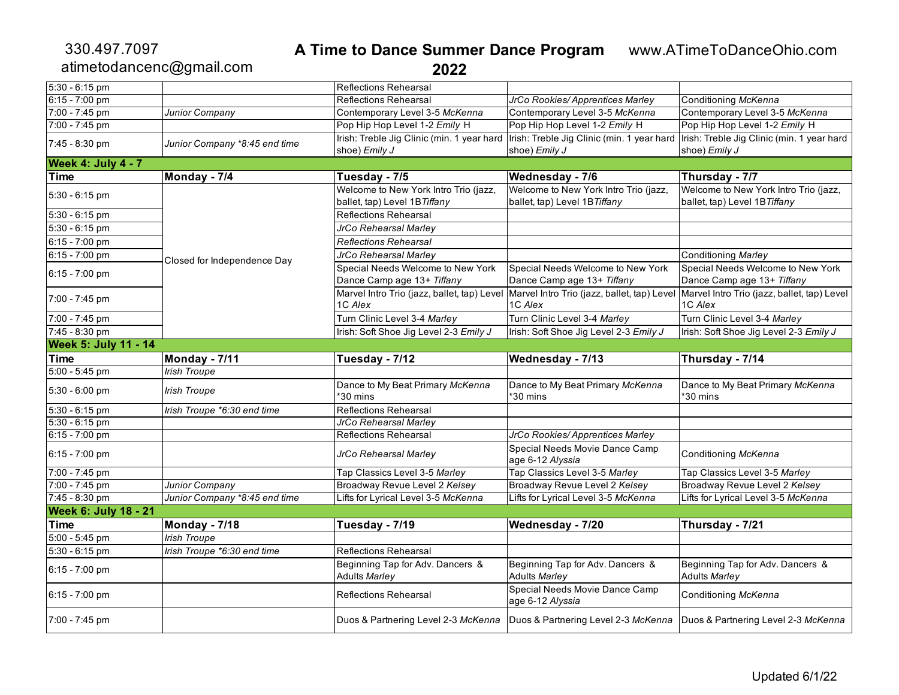330.497.7097
atimetodancenc@gmail.com

# A Time to Dance Summer Dance Program 2022

www.ATimeToDanceOhio.com

| | | | | |
|---|---|---|---|---|
| 5:30 - 6:15 pm | | Reflections Rehearsal | | |
| 6:15 - 7:00 pm | | Reflections Rehearsal | *JrCo Rookies/ Apprentices Marley* | Conditioning *McKenna* |
| 7:00 - 7:45 pm | *Junior Company* | Contemporary Level 3-5 *McKenna* | Contemporary Level 3-5 *McKenna* | Contemporary Level 3-5 *McKenna* |
| 7:00 - 7:45 pm | | Pop Hip Hop Level 1-2 *Emily* H | Pop Hip Hop Level 1-2 *Emily* H | Pop Hip Hop Level 1-2 *Emily* H |
| 7:45 - 8:30 pm | *Junior Company *8:45 end time* | Irish: Treble Jig Clinic (min. 1 year hard shoe) *Emily J* | Irish: Treble Jig Clinic (min. 1 year hard shoe) *Emily J* | Irish: Treble Jig Clinic (min. 1 year hard shoe) *Emily J* |
| **Week 4: July 4 - 7** | | | | |
| **Time** | **Monday - 7/4** | **Tuesday - 7/5** | **Wednesday - 7/6** | **Thursday - 7/7** |
| 5:30 - 6:15 pm | Closed for Independence Day | Welcome to New York Intro Trio (jazz, ballet, tap) Level 1B*Tiffany* | Welcome to New York Intro Trio (jazz, ballet, tap) Level 1B*Tiffany* | Welcome to New York Intro Trio (jazz, ballet, tap) Level 1B*Tiffany* |
| 5:30 - 6:15 pm | | Reflections Rehearsal | | |
| 5:30 - 6:15 pm | | *JrCo Rehearsal Marley* | | |
| 6:15 - 7:00 pm | | *Reflections Rehearsal* | | |
| 6:15 - 7:00 pm | | *JrCo Rehearsal Marley* | | Conditioning *Marley* |
| 6:15 - 7:00 pm | | Special Needs Welcome to New York Dance Camp age 13+ *Tiffany* | Special Needs Welcome to New York Dance Camp age 13+ *Tiffany* | Special Needs Welcome to New York Dance Camp age 13+ *Tiffany* |
| 7:00 - 7:45 pm | | Marvel Intro Trio (jazz, ballet, tap) Level 1C *Alex* | Marvel Intro Trio (jazz, ballet, tap) Level 1C *Alex* | Marvel Intro Trio (jazz, ballet, tap) Level 1C *Alex* |
| 7:00 - 7:45 pm | | Turn Clinic Level 3-4 *Marley* | Turn Clinic Level 3-4 *Marley* | Turn Clinic Level 3-4 *Marley* |
| 7:45 - 8:30 pm | | Irish: Soft Shoe Jig Level 2-3 *Emily J* | Irish: Soft Shoe Jig Level 2-3 *Emily J* | Irish: Soft Shoe Jig Level 2-3 *Emily J* |
| **Week 5: July 11 - 14** | | | | |
| **Time** | **Monday - 7/11** | **Tuesday - 7/12** | **Wednesday - 7/13** | **Thursday - 7/14** |
| 5:00 - 5:45 pm | *Irish Troupe* | | | |
| 5:30 - 6:00 pm | *Irish Troupe* | Dance to My Beat Primary *McKenna* *30 mins | Dance to My Beat Primary *McKenna* *30 mins | Dance to My Beat Primary *McKenna* *30 mins |
| 5:30 - 6:15 pm | *Irish Troupe *6:30 end time* | Reflections Rehearsal | | |
| 5:30 - 6:15 pm | | *JrCo Rehearsal Marley* | | |
| 6:15 - 7:00 pm | | Reflections Rehearsal | *JrCo Rookies/ Apprentices Marley* | |
| 6:15 - 7:00 pm | | *JrCo Rehearsal Marley* | Special Needs Movie Dance Camp age 6-12 *Alyssia* | Conditioning *McKenna* |
| 7:00 - 7:45 pm | | Tap Classics Level 3-5 *Marley* | Tap Classics Level 3-5 *Marley* | Tap Classics Level 3-5 *Marley* |
| 7:00 - 7:45 pm | *Junior Company* | Broadway Revue Level 2 *Kelsey* | Broadway Revue Level 2 *Kelsey* | Broadway Revue Level 2 *Kelsey* |
| 7:45 - 8:30 pm | *Junior Company *8:45 end time* | Lifts for Lyrical Level 3-5 *McKenna* | Lifts for Lyrical Level 3-5 *McKenna* | Lifts for Lyrical Level 3-5 *McKenna* |
| **Week 6: July 18 - 21** | | | | |
| **Time** | **Monday - 7/18** | **Tuesday - 7/19** | **Wednesday - 7/20** | **Thursday - 7/21** |
| 5:00 - 5:45 pm | *Irish Troupe* | | | |
| 5:30 - 6:15 pm | *Irish Troupe *6:30 end time* | Reflections Rehearsal | | |
| 6:15 - 7:00 pm | | Beginning Tap for Adv. Dancers & Adults *Marley* | Beginning Tap for Adv. Dancers & Adults *Marley* | Beginning Tap for Adv. Dancers & Adults *Marley* |
| 6:15 - 7:00 pm | | Reflections Rehearsal | Special Needs Movie Dance Camp age 6-12 *Alyssia* | Conditioning *McKenna* |
| 7:00 - 7:45 pm | | Duos & Partnering Level 2-3 *McKenna* | Duos & Partnering Level 2-3 *McKenna* | Duos & Partnering Level 2-3 *McKenna* |

Updated 6/1/22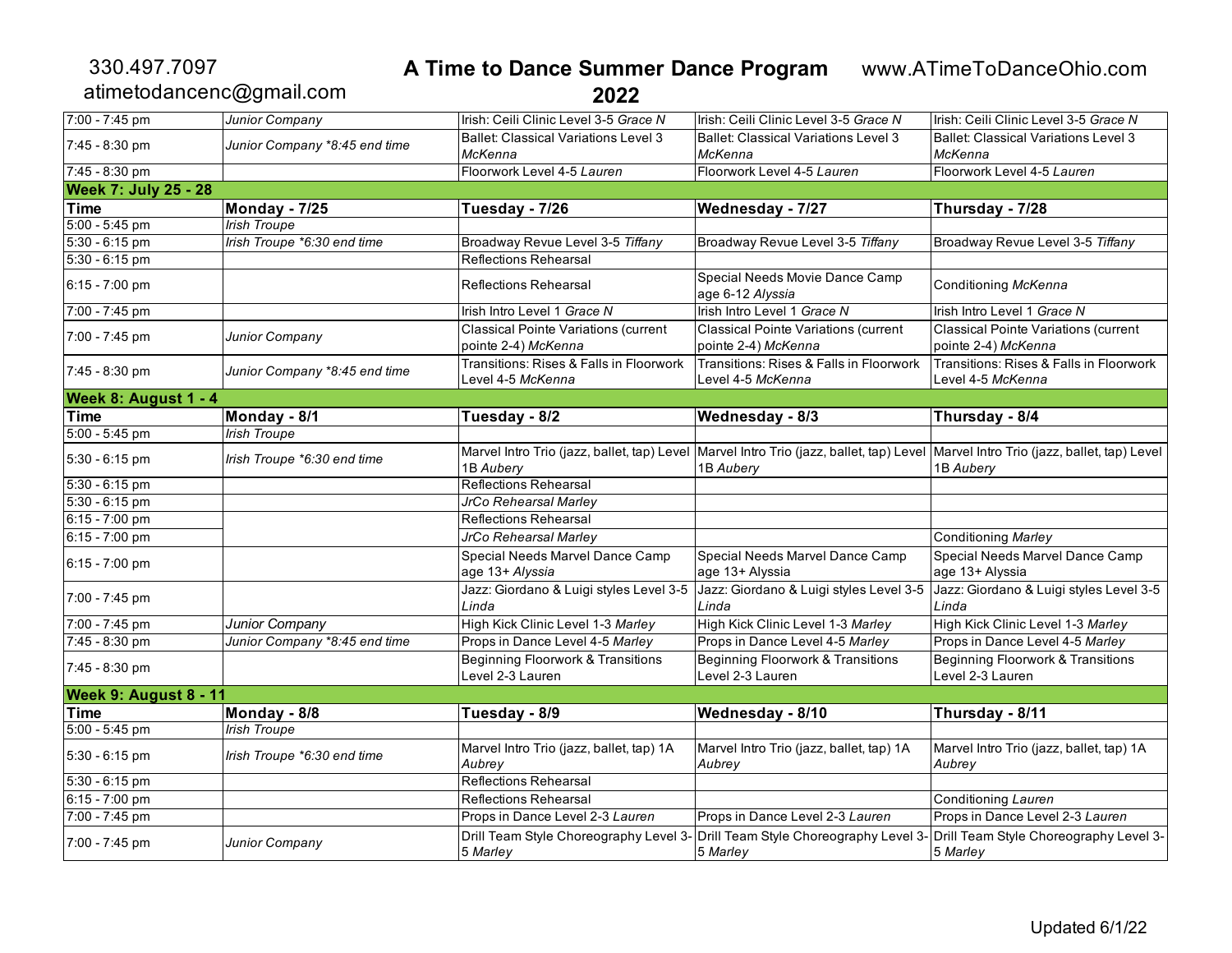330.497.7097
atimetodancenc@gmail.com

# A Time to Dance Summer Dance Program 2022

www.ATimeToDanceOhio.com

| | | | | |
|---|---|---|---|---|
| 7:00 - 7:45 pm | *Junior Company* | Irish: Ceili Clinic Level 3-5 *Grace N* | Irish: Ceili Clinic Level 3-5 *Grace N* | Irish: Ceili Clinic Level 3-5 *Grace N* |
| 7:45 - 8:30 pm | *Junior Company *8:45 end time* | Ballet: Classical Variations Level 3 *McKenna* | Ballet: Classical Variations Level 3 *McKenna* | Ballet: Classical Variations Level 3 *McKenna* |
| 7:45 - 8:30 pm | | Floorwork Level 4-5 *Lauren* | Floorwork Level 4-5 *Lauren* | Floorwork Level 4-5 *Lauren* |
| **Week 7: July 25 - 28** | | | | |
| **Time** | **Monday - 7/25** | **Tuesday - 7/26** | **Wednesday - 7/27** | **Thursday - 7/28** |
| 5:00 - 5:45 pm | *Irish Troupe* | | | |
| 5:30 - 6:15 pm | *Irish Troupe *6:30 end time* | Broadway Revue Level 3-5 *Tiffany* | Broadway Revue Level 3-5 *Tiffany* | Broadway Revue Level 3-5 *Tiffany* |
| 5:30 - 6:15 pm | | Reflections Rehearsal | | |
| 6:15 - 7:00 pm | | Reflections Rehearsal | Special Needs Movie Dance Camp age 6-12 *Alyssia* | Conditioning *McKenna* |
| 7:00 - 7:45 pm | | Irish Intro Level 1 *Grace N* | Irish Intro Level 1 *Grace N* | Irish Intro Level 1 *Grace N* |
| 7:00 - 7:45 pm | *Junior Company* | Classical Pointe Variations (current pointe 2-4) *McKenna* | Classical Pointe Variations (current pointe 2-4) *McKenna* | Classical Pointe Variations (current pointe 2-4) *McKenna* |
| 7:45 - 8:30 pm | *Junior Company *8:45 end time* | Transitions: Rises & Falls in Floorwork Level 4-5 *McKenna* | Transitions: Rises & Falls in Floorwork Level 4-5 *McKenna* | Transitions: Rises & Falls in Floorwork Level 4-5 *McKenna* |
| **Week 8: August 1 - 4** | | | | |
| **Time** | **Monday - 8/1** | **Tuesday - 8/2** | **Wednesday - 8/3** | **Thursday - 8/4** |
| 5:00 - 5:45 pm | *Irish Troupe* | | | |
| 5:30 - 6:15 pm | *Irish Troupe *6:30 end time* | Marvel Intro Trio (jazz, ballet, tap) Level 1B *Aubery* | Marvel Intro Trio (jazz, ballet, tap) Level 1B *Aubery* | Marvel Intro Trio (jazz, ballet, tap) Level 1B *Aubery* |
| 5:30 - 6:15 pm | | Reflections Rehearsal | | |
| 5:30 - 6:15 pm | | *JrCo Rehearsal Marley* | | |
| 6:15 - 7:00 pm | | Reflections Rehearsal | | |
| 6:15 - 7:00 pm | | *JrCo Rehearsal Marley* | | Conditioning *Marley* |
| 6:15 - 7:00 pm | | Special Needs Marvel Dance Camp age 13+ *Alyssia* | Special Needs Marvel Dance Camp age 13+ Alyssia | Special Needs Marvel Dance Camp age 13+ Alyssia |
| 7:00 - 7:45 pm | | Jazz: Giordano & Luigi styles Level 3-5 *Linda* | Jazz: Giordano & Luigi styles Level 3-5 *Linda* | Jazz: Giordano & Luigi styles Level 3-5 *Linda* |
| 7:00 - 7:45 pm | *Junior Company* | High Kick Clinic Level 1-3 *Marley* | High Kick Clinic Level 1-3 *Marley* | High Kick Clinic Level 1-3 *Marley* |
| 7:45 - 8:30 pm | *Junior Company *8:45 end time* | Props in Dance Level 4-5 *Marley* | Props in Dance Level 4-5 *Marley* | Props in Dance Level 4-5 *Marley* |
| 7:45 - 8:30 pm | | Beginning Floorwork & Transitions Level 2-3 Lauren | Beginning Floorwork & Transitions Level 2-3 Lauren | Beginning Floorwork & Transitions Level 2-3 Lauren |
| **Week 9: August 8 - 11** | | | | |
| **Time** | **Monday - 8/8** | **Tuesday - 8/9** | **Wednesday - 8/10** | **Thursday - 8/11** |
| 5:00 - 5:45 pm | *Irish Troupe* | | | |
| 5:30 - 6:15 pm | *Irish Troupe *6:30 end time* | Marvel Intro Trio (jazz, ballet, tap) 1A *Aubrey* | Marvel Intro Trio (jazz, ballet, tap) 1A *Aubrey* | Marvel Intro Trio (jazz, ballet, tap) 1A *Aubrey* |
| 5:30 - 6:15 pm | | Reflections Rehearsal | | |
| 6:15 - 7:00 pm | | Reflections Rehearsal | | Conditioning *Lauren* |
| 7:00 - 7:45 pm | | Props in Dance Level 2-3 *Lauren* | Props in Dance Level 2-3 *Lauren* | Props in Dance Level 2-3 *Lauren* |
| 7:00 - 7:45 pm | *Junior Company* | Drill Team Style Choreography Level 3-5 *Marley* | Drill Team Style Choreography Level 3-5 *Marley* | Drill Team Style Choreography Level 3-5 *Marley* |

Updated 6/1/22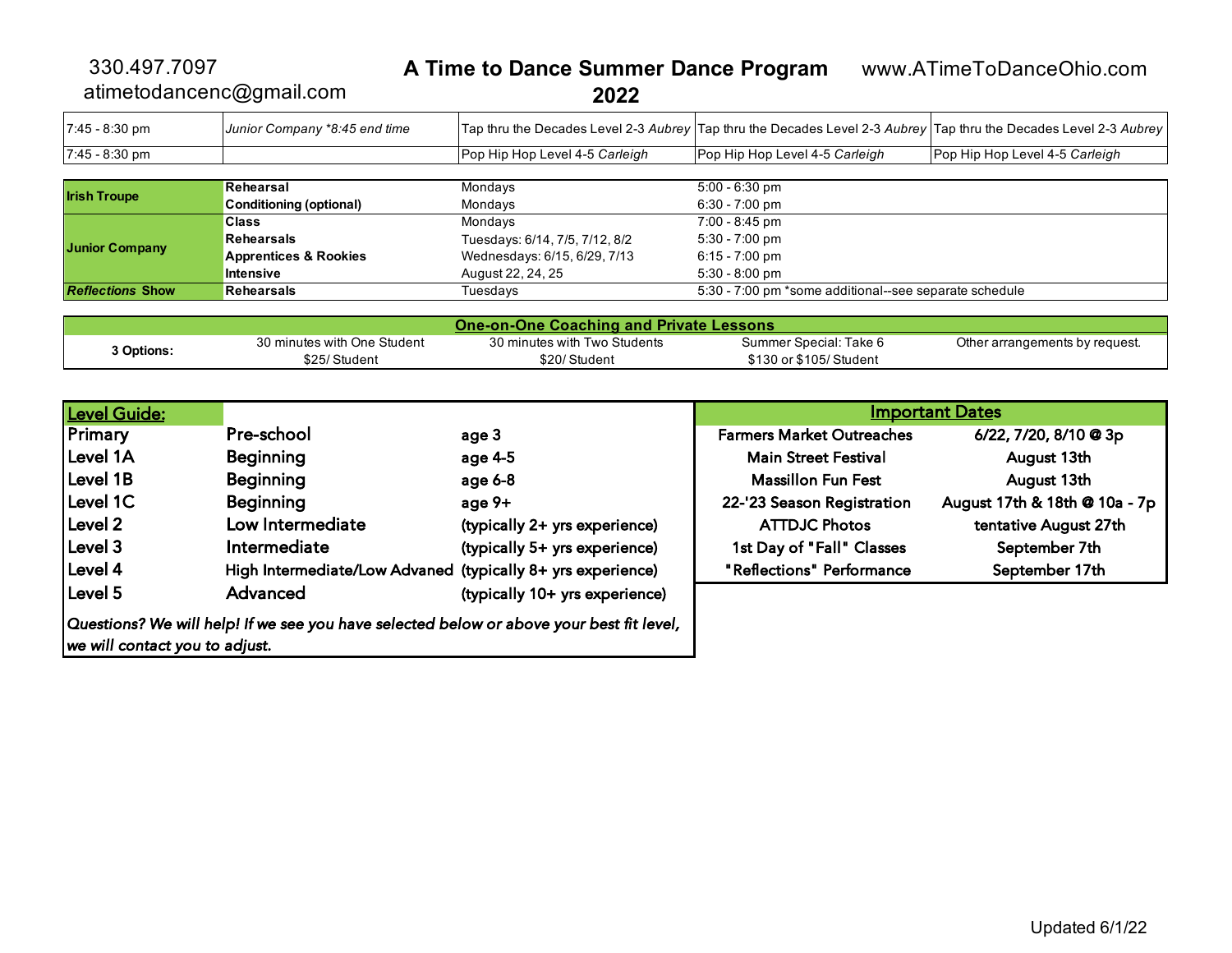330.497.7097
atimetodancenc@gmail.com

# A Time to Dance Summer Dance Program 2022

www.ATimeToDanceOhio.com

| | | | | |
|---|---|---|---|---|
| 7:45 - 8:30 pm | *Junior Company *8:45 end time* | Tap thru the Decades Level 2-3 *Aubrey* | Tap thru the Decades Level 2-3 *Aubrey* | Tap thru the Decades Level 2-3 *Aubrey* |
| 7:45 - 8:30 pm | | Pop Hip Hop Level 4-5 *Carleigh* | Pop Hip Hop Level 4-5 *Carleigh* | Pop Hip Hop Level 4-5 *Carleigh* |

| | | | |
|---|---|---|---|
| **Irish Troupe** | **Rehearsal** | Mondays | 5:00 - 6:30 pm |
| | **Conditioning (optional)** | Mondays | 6:30 - 7:00 pm |
| **Junior Company** | **Class** | Mondays | 7:00 - 8:45 pm |
| | **Rehearsals** | Tuesdays: 6/14, 7/5, 7/12, 8/2 | 5:30 - 7:00 pm |
| | **Apprentices & Rookies** | Wednesdays: 6/15, 6/29, 7/13 | 6:15 - 7:00 pm |
| | **Intensive** | August 22, 24, 25 | 5:30 - 8:00 pm |
| ***Reflections* Show** | **Rehearsals** | Tuesdays | 5:30 - 7:00 pm *some additional--see separate schedule |

| One-on-One Coaching and Private Lessons | | | | |
|---|---|---|---|---|
| **3 Options:** | 30 minutes with One Student<br>$25/ Student | 30 minutes with Two Students<br>$20/ Student | Summer Special: Take 6<br>$130 or $105/ Student | Other arrangements by request. |

| Level Guide: | | |
|---|---|---|
| Primary | Pre-school | age 3 |
| Level 1A | Beginning | age 4-5 |
| Level 1B | Beginning | age 6-8 |
| Level 1C | Beginning | age 9+ |
| Level 2 | Low Intermediate | (typically 2+ yrs experience) |
| Level 3 | Intermediate | (typically 5+ yrs experience) |
| Level 4 | High Intermediate/Low Advaned | (typically 8+ yrs experience) |
| Level 5 | Advanced | (typically 10+ yrs experience) |

*Questions? We will help! If we see you have selected below or above your best fit level, we will contact you to adjust.*

| Important Dates | |
|---|---|
| Farmers Market Outreaches | 6/22, 7/20, 8/10 @ 3p |
| Main Street Festival | August 13th |
| Massillon Fun Fest | August 13th |
| 22-'23 Season Registration | August 17th & 18th @ 10a - 7p |
| ATTDJC Photos | tentative August 27th |
| 1st Day of "Fall" Classes | September 7th |
| "Reflections" Performance | September 17th |

Updated 6/1/22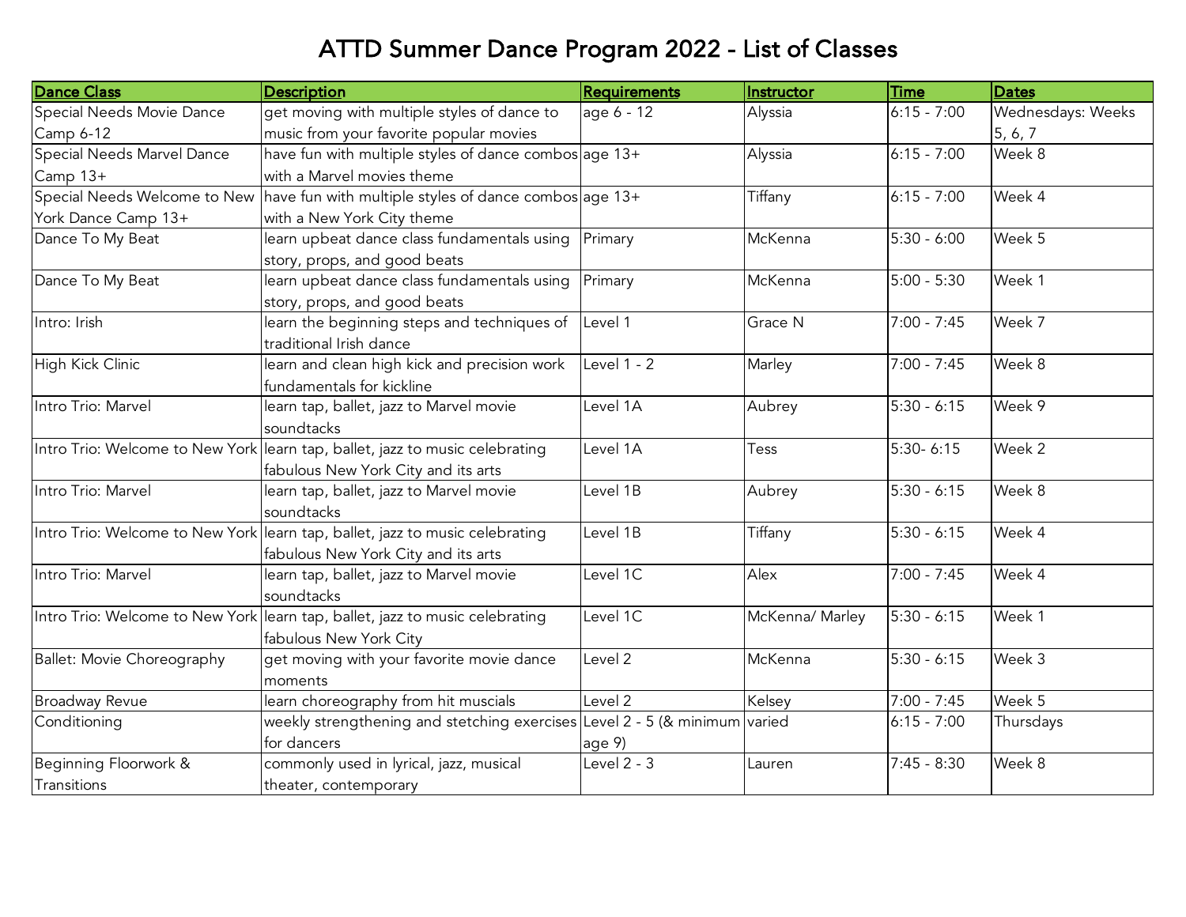# ATTD Summer Dance Program 2022 - List of Classes

| Dance Class | Description | Requirements | Instructor | Time | Dates |
| --- | --- | --- | --- | --- | --- |
| Special Needs Movie Dance Camp 6-12 | get moving with multiple styles of dance to music from your favorite popular movies | age 6 - 12 | Alyssia | 6:15 - 7:00 | Wednesdays: Weeks 5, 6, 7 |
| Special Needs Marvel Dance Camp 13+ | have fun with multiple styles of dance combos with a Marvel movies theme | age 13+ | Alyssia | 6:15 - 7:00 | Week 8 |
| Special Needs Welcome to New York Dance Camp 13+ | have fun with multiple styles of dance combos with a New York City theme | age 13+ | Tiffany | 6:15 - 7:00 | Week 4 |
| Dance To My Beat | learn upbeat dance class fundamentals using story, props, and good beats | Primary | McKenna | 5:30 - 6:00 | Week 5 |
| Dance To My Beat | learn upbeat dance class fundamentals using story, props, and good beats | Primary | McKenna | 5:00 - 5:30 | Week 1 |
| Intro: Irish | learn the beginning steps and techniques of traditional Irish dance | Level 1 | Grace N | 7:00 - 7:45 | Week 7 |
| High Kick Clinic | learn and clean high kick and precision work fundamentals for kickline | Level 1 - 2 | Marley | 7:00 - 7:45 | Week 8 |
| Intro Trio: Marvel | learn tap, ballet, jazz to Marvel movie soundtacks | Level 1A | Aubrey | 5:30 - 6:15 | Week 9 |
| Intro Trio: Welcome to New York | learn tap, ballet, jazz to music celebrating fabulous New York City and its arts | Level 1A | Tess | 5:30- 6:15 | Week 2 |
| Intro Trio: Marvel | learn tap, ballet, jazz to Marvel movie soundtacks | Level 1B | Aubrey | 5:30 - 6:15 | Week 8 |
| Intro Trio: Welcome to New York | learn tap, ballet, jazz to music celebrating fabulous New York City and its arts | Level 1B | Tiffany | 5:30 - 6:15 | Week 4 |
| Intro Trio: Marvel | learn tap, ballet, jazz to Marvel movie soundtacks | Level 1C | Alex | 7:00 - 7:45 | Week 4 |
| Intro Trio: Welcome to New York | learn tap, ballet, jazz to music celebrating fabulous New York City | Level 1C | McKenna/ Marley | 5:30 - 6:15 | Week 1 |
| Ballet: Movie Choreography | get moving with your favorite movie dance moments | Level 2 | McKenna | 5:30 - 6:15 | Week 3 |
| Broadway Revue | learn choreography from hit muscials | Level 2 | Kelsey | 7:00 - 7:45 | Week 5 |
| Conditioning | weekly strengthening and stetching exercises for dancers | Level 2 - 5 (& minimum age 9) | varied | 6:15 - 7:00 | Thursdays |
| Beginning Floorwork & Transitions | commonly used in lyrical, jazz, musical theater, contemporary | Level 2 - 3 | Lauren | 7:45 - 8:30 | Week 8 |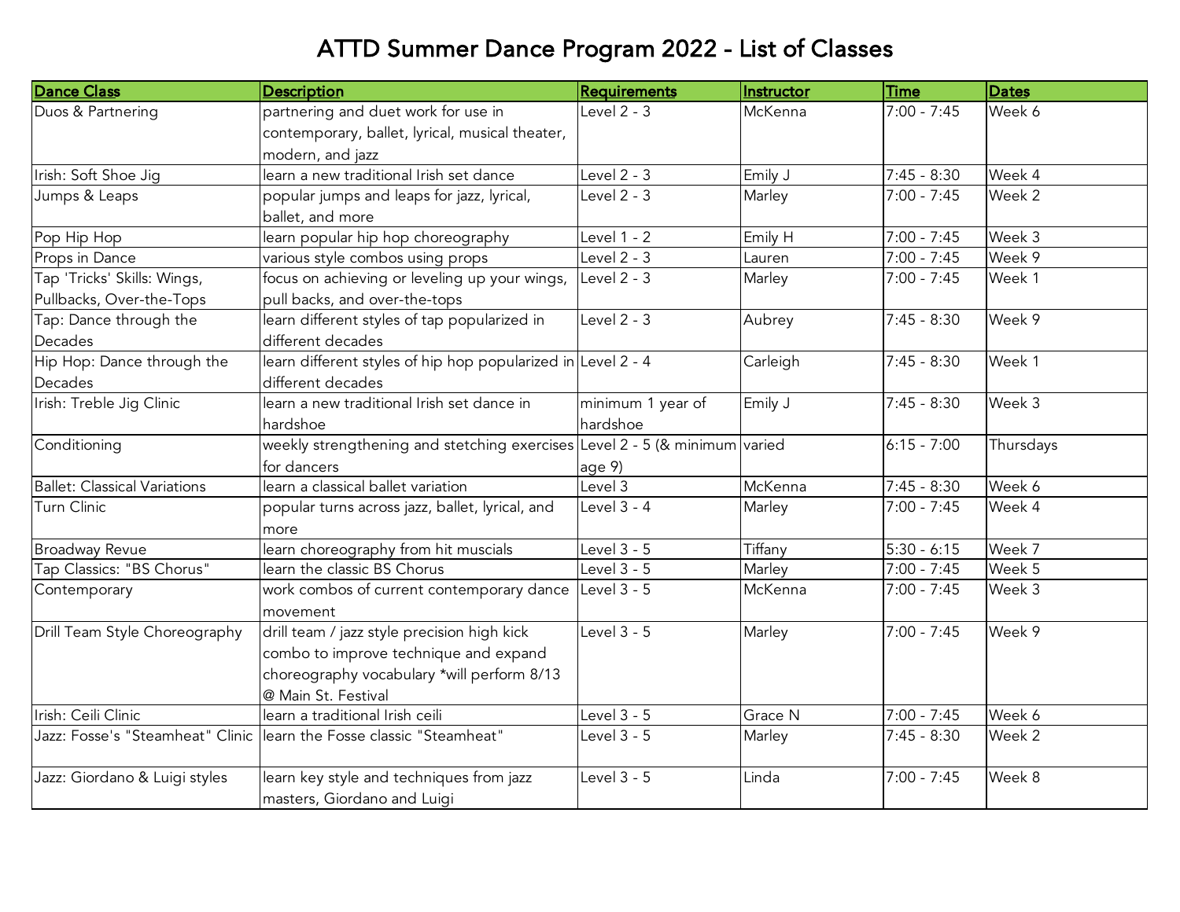# ATTD Summer Dance Program 2022 - List of Classes

| Dance Class | Description | Requirements | Instructor | Time | Dates |
| --- | --- | --- | --- | --- | --- |
| Duos & Partnering | partnering and duet work for use in contemporary, ballet, lyrical, musical theater, modern, and jazz | Level 2 - 3 | McKenna | 7:00 - 7:45 | Week 6 |
| Irish: Soft Shoe Jig | learn a new traditional Irish set dance | Level 2 - 3 | Emily J | 7:45 - 8:30 | Week 4 |
| Jumps & Leaps | popular jumps and leaps for jazz, lyrical, ballet, and more | Level 2 - 3 | Marley | 7:00 - 7:45 | Week 2 |
| Pop Hip Hop | learn popular hip hop choreography | Level 1 - 2 | Emily H | 7:00 - 7:45 | Week 3 |
| Props in Dance | various style combos using props | Level 2 - 3 | Lauren | 7:00 - 7:45 | Week 9 |
| Tap 'Tricks' Skills: Wings, Pullbacks, Over-the-Tops | focus on achieving or leveling up your wings, pull backs, and over-the-tops | Level 2 - 3 | Marley | 7:00 - 7:45 | Week 1 |
| Tap: Dance through the Decades | learn different styles of tap popularized in different decades | Level 2 - 3 | Aubrey | 7:45 - 8:30 | Week 9 |
| Hip Hop: Dance through the Decades | learn different styles of hip hop popularized in different decades | Level 2 - 4 | Carleigh | 7:45 - 8:30 | Week 1 |
| Irish: Treble Jig Clinic | learn a new traditional Irish set dance in hardshoe | minimum 1 year of hardshoe | Emily J | 7:45 - 8:30 | Week 3 |
| Conditioning | weekly strengthening and stetching exercises for dancers | Level 2 - 5 (& minimum age 9) | varied | 6:15 - 7:00 | Thursdays |
| Ballet: Classical Variations | learn a classical ballet variation | Level 3 | McKenna | 7:45 - 8:30 | Week 6 |
| Turn Clinic | popular turns across jazz, ballet, lyrical, and more | Level 3 - 4 | Marley | 7:00 - 7:45 | Week 4 |
| Broadway Revue | learn choreography from hit muscials | Level 3 - 5 | Tiffany | 5:30 - 6:15 | Week 7 |
| Tap Classics: "BS Chorus" | learn the classic BS Chorus | Level 3 - 5 | Marley | 7:00 - 7:45 | Week 5 |
| Contemporary | work combos of current contemporary dance movement | Level 3 - 5 | McKenna | 7:00 - 7:45 | Week 3 |
| Drill Team Style Choreography | drill team / jazz style precision high kick combo to improve technique and expand choreography vocabulary *will perform 8/13 @ Main St. Festival | Level 3 - 5 | Marley | 7:00 - 7:45 | Week 9 |
| Irish: Ceili Clinic | learn a traditional Irish ceili | Level 3 - 5 | Grace N | 7:00 - 7:45 | Week 6 |
| Jazz: Fosse's "Steamheat" Clinic | learn the Fosse classic "Steamheat" | Level 3 - 5 | Marley | 7:45 - 8:30 | Week 2 |
| Jazz: Giordano & Luigi styles | learn key style and techniques from jazz masters, Giordano and Luigi | Level 3 - 5 | Linda | 7:00 - 7:45 | Week 8 |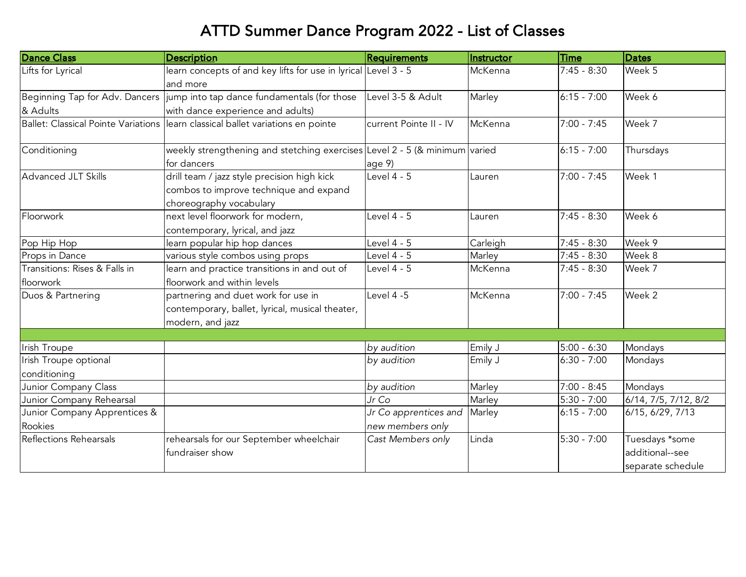# ATTD Summer Dance Program 2022 - List of Classes

| **Dance Class** | **Description** | **Requirements** | **Instructor** | **Time** | **Dates** |
|---|---|---|---|---|---|
| Lifts for Lyrical | learn concepts of and key lifts for use in lyrical and more | Level 3 - 5 | McKenna | 7:45 - 8:30 | Week 5 |
| Beginning Tap for Adv. Dancers & Adults | jump into tap dance fundamentals (for those with dance experience and adults) | Level 3-5 & Adult | Marley | 6:15 - 7:00 | Week 6 |
| Ballet: Classical Pointe Variations | learn classical ballet variations en pointe | current Pointe II - IV | McKenna | 7:00 - 7:45 | Week 7 |
| Conditioning | weekly strengthening and stetching exercises for dancers | Level 2 - 5 (& minimum age 9) | varied | 6:15 - 7:00 | Thursdays |
| Advanced JLT Skills | drill team / jazz style precision high kick combos to improve technique and expand choreography vocabulary | Level 4 - 5 | Lauren | 7:00 - 7:45 | Week 1 |
| Floorwork | next level floorwork for modern, contemporary, lyrical, and jazz | Level 4 - 5 | Lauren | 7:45 - 8:30 | Week 6 |
| Pop Hip Hop | learn popular hip hop dances | Level 4 - 5 | Carleigh | 7:45 - 8:30 | Week 9 |
| Props in Dance | various style combos using props | Level 4 - 5 | Marley | 7:45 - 8:30 | Week 8 |
| Transitions: Rises & Falls in floorwork | learn and practice transitions in and out of floorwork and within levels | Level 4 - 5 | McKenna | 7:45 - 8:30 | Week 7 |
| Duos & Partnering | partnering and duet work for use in contemporary, ballet, lyrical, musical theater, modern, and jazz | Level 4 -5 | McKenna | 7:00 - 7:45 | Week 2 |
| | | | | | |
| Irish Troupe | | *by audition* | Emily J | 5:00 - 6:30 | Mondays |
| Irish Troupe optional conditioning | | *by audition* | Emily J | 6:30 - 7:00 | Mondays |
| Junior Company Class | | *by audition* | Marley | 7:00 - 8:45 | Mondays |
| Junior Company Rehearsal | | *Jr Co* | Marley | 5:30 - 7:00 | 6/14, 7/5, 7/12, 8/2 |
| Junior Company Apprentices & Rookies | | *Jr Co apprentices and new members only* | Marley | 6:15 - 7:00 | 6/15, 6/29, 7/13 |
| Reflections Rehearsals | rehearsals for our September wheelchair fundraiser show | *Cast Members only* | Linda | 5:30 - 7:00 | Tuesdays *some additional--see separate schedule |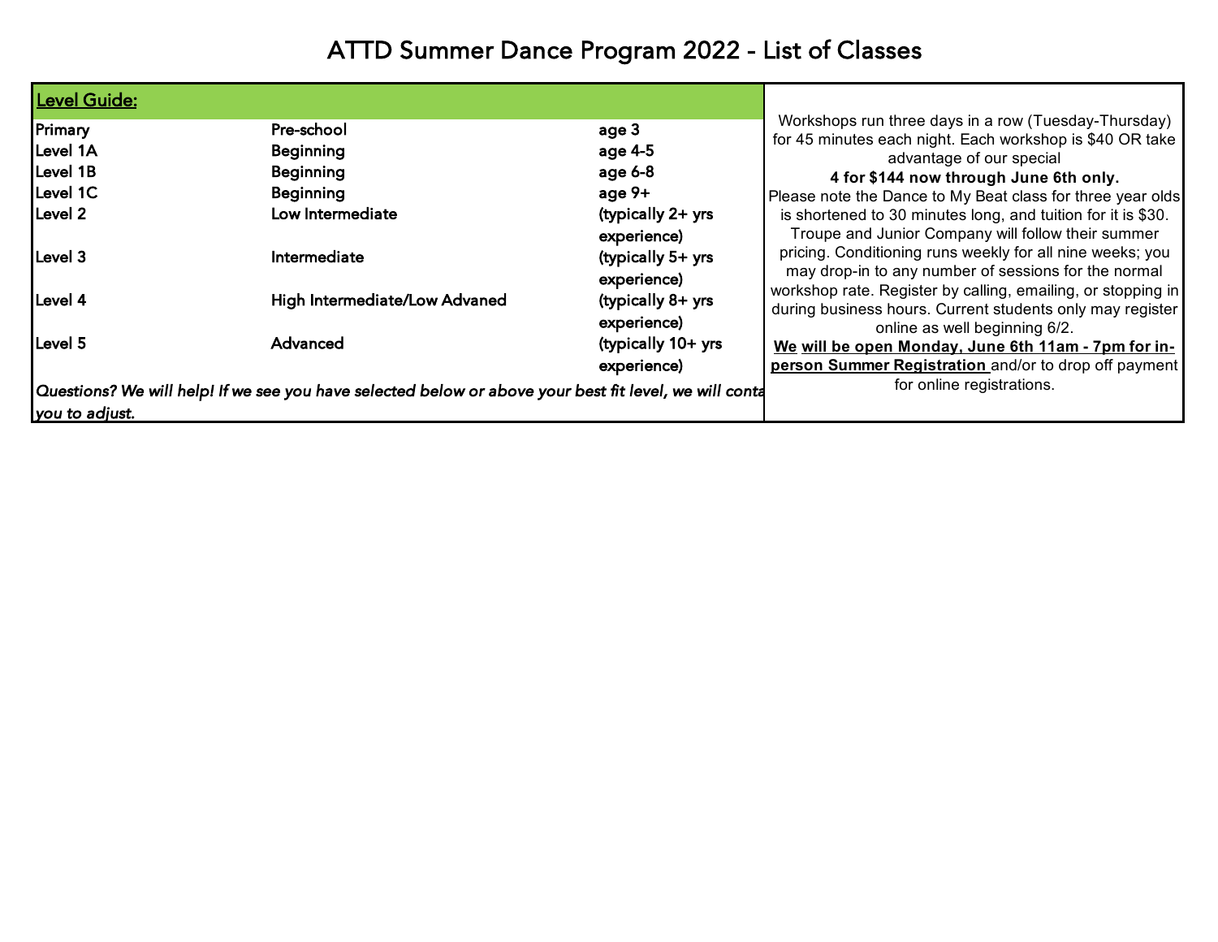# ATTD Summer Dance Program 2022 - List of Classes

| Level Guide: | | |
|---|---|---|
| Primary | Pre-school | age 3 |
| Level 1A | Beginning | age 4-5 |
| Level 1B | Beginning | age 6-8 |
| Level 1C | Beginning | age 9+ |
| Level 2 | Low Intermediate | (typically 2+ yrs experience) |
| Level 3 | Intermediate | (typically 5+ yrs experience) |
| Level 4 | High Intermediate/Low Advaned | (typically 8+ yrs experience) |
| Level 5 | Advanced | (typically 10+ yrs experience) |

*Questions? We will help! If we see you have selected below or above your best fit level, we will conta you to adjust.*

Workshops run three days in a row (Tuesday-Thursday) for 45 minutes each night. Each workshop is $40 OR take advantage of our special **4 for $144 now through June 6th only.** Please note the Dance to My Beat class for three year olds is shortened to 30 minutes long, and tuition for it is $30. Troupe and Junior Company will follow their summer pricing. Conditioning runs weekly for all nine weeks; you may drop-in to any number of sessions for the normal workshop rate. Register by calling, emailing, or stopping in during business hours. Current students only may register online as well beginning 6/2.

**We will be open Monday, June 6th 11am - 7pm for in-person Summer Registration** and/or to drop off payment for online registrations.